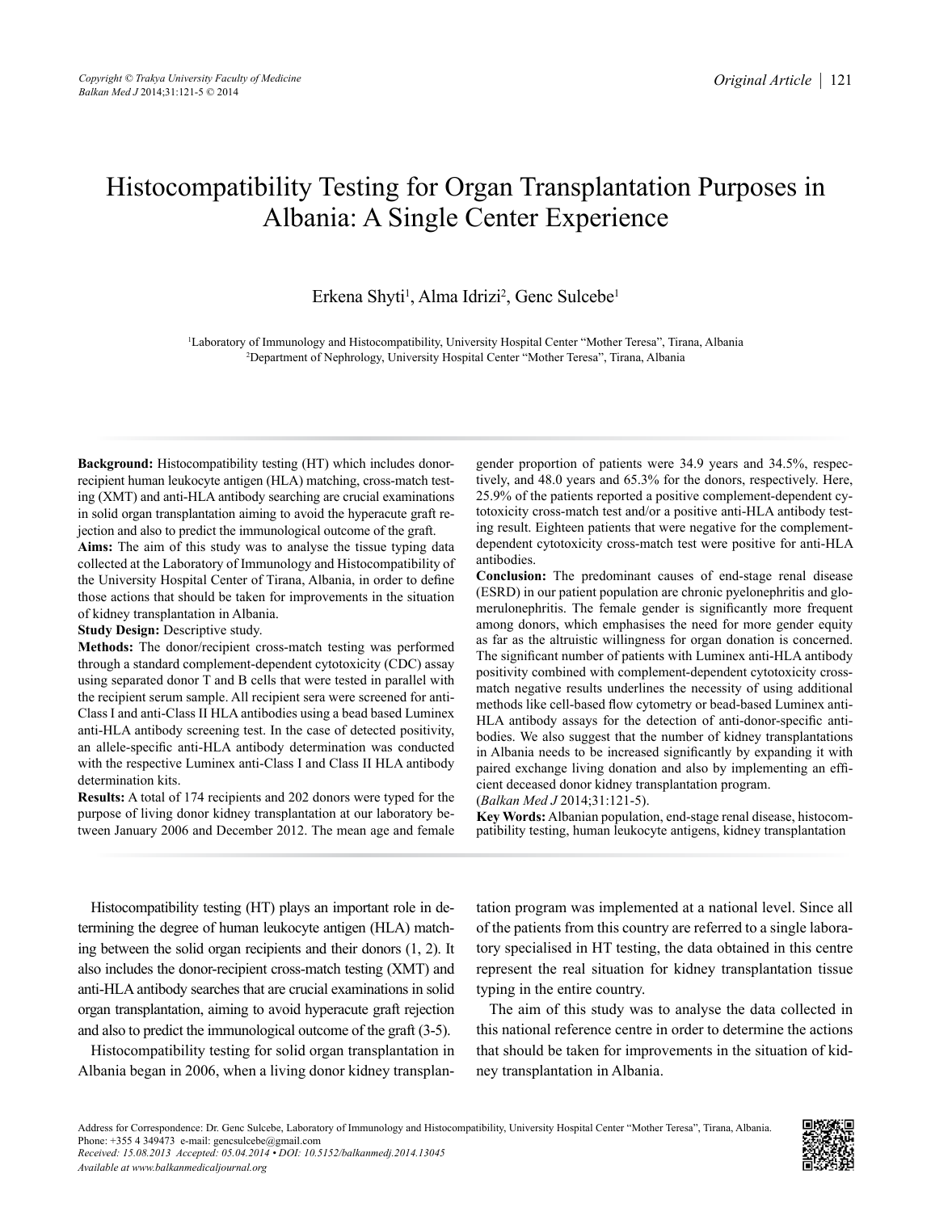# Histocompatibility Testing for Organ Transplantation Purposes in Albania: A Single Center Experience

Erkena Shyti[1], Alma Idrizi[2], Genc Sulcebe[1]

[1]Laboratory of Immunology and Histocompatibility, University Hospital Center "Mother Teresa", Tirana, Albania
[2]Department of Nephrology, University Hospital Center "Mother Teresa", Tirana, Albania

**Background:** Histocompatibility testing (HT) which includes donor-recipient human leukocyte antigen (HLA) matching, cross-match testing (XMT) and anti-HLA antibody searching are crucial examinations in solid organ transplantation aiming to avoid the hyperacute graft rejection and also to predict the immunological outcome of the graft.

**Aims:** The aim of this study was to analyse the tissue typing data collected at the Laboratory of Immunology and Histocompatibility of the University Hospital Center of Tirana, Albania, in order to define those actions that should be taken for improvements in the situation of kidney transplantation in Albania.

**Study Design:** Descriptive study.

**Methods:** The donor/recipient cross-match testing was performed through a standard complement-dependent cytotoxicity (CDC) assay using separated donor T and B cells that were tested in parallel with the recipient serum sample. All recipient sera were screened for anti-Class I and anti-Class II HLA antibodies using a bead based Luminex anti-HLA antibody screening test. In the case of detected positivity, an allele-specific anti-HLA antibody determination was conducted with the respective Luminex anti-Class I and Class II HLA antibody determination kits.

**Results:** A total of 174 recipients and 202 donors were typed for the purpose of living donor kidney transplantation at our laboratory between January 2006 and December 2012. The mean age and female gender proportion of patients were 34.9 years and 34.5%, respectively, and 48.0 years and 65.3% for the donors, respectively. Here, 25.9% of the patients reported a positive complement-dependent cytotoxicity cross-match test and/or a positive anti-HLA antibody testing result. Eighteen patients that were negative for the complement-dependent cytotoxicity cross-match test were positive for anti-HLA antibodies.

**Conclusion:** The predominant causes of end-stage renal disease (ESRD) in our patient population are chronic pyelonephritis and glomerulonephritis. The female gender is significantly more frequent among donors, which emphasises the need for more gender equity as far as the altruistic willingness for organ donation is concerned. The significant number of patients with Luminex anti-HLA antibody positivity combined with complement-dependent cytotoxicity cross-match negative results underlines the necessity of using additional methods like cell-based flow cytometry or bead-based Luminex anti-HLA antibody assays for the detection of anti-donor-specific antibodies. We also suggest that the number of kidney transplantations in Albania needs to be increased significantly by expanding it with paired exchange living donation and also by implementing an efficient deceased donor kidney transplantation program.

(*Balkan Med J* 2014;31:121-5).

**Key Words:** Albanian population, end-stage renal disease, histocompatibility testing, human leukocyte antigens, kidney transplantation

Histocompatibility testing (HT) plays an important role in determining the degree of human leukocyte antigen (HLA) matching between the solid organ recipients and their donors (1, 2). It also includes the donor-recipient cross-match testing (XMT) and anti-HLA antibody searches that are crucial examinations in solid organ transplantation, aiming to avoid hyperacute graft rejection and also to predict the immunological outcome of the graft (3-5).

Histocompatibility testing for solid organ transplantation in Albania began in 2006, when a living donor kidney transplantation program was implemented at a national level. Since all of the patients from this country are referred to a single laboratory specialised in HT testing, the data obtained in this centre represent the real situation for kidney transplantation tissue typing in the entire country.

The aim of this study was to analyse the data collected in this national reference centre in order to determine the actions that should be taken for improvements in the situation of kidney transplantation in Albania.

Address for Correspondence: Dr. Genc Sulcebe, Laboratory of Immunology and Histocompatibility, University Hospital Center "Mother Teresa", Tirana, Albania. Phone: +355 4 349473 e-mail: gencsulcebe@gmail.com
*Received: 15.08.2013 Accepted: 05.04.2014 • DOI: 10.5152/balkanmedj.2014.13045*
*Available at www.balkanmedicaljournal.org*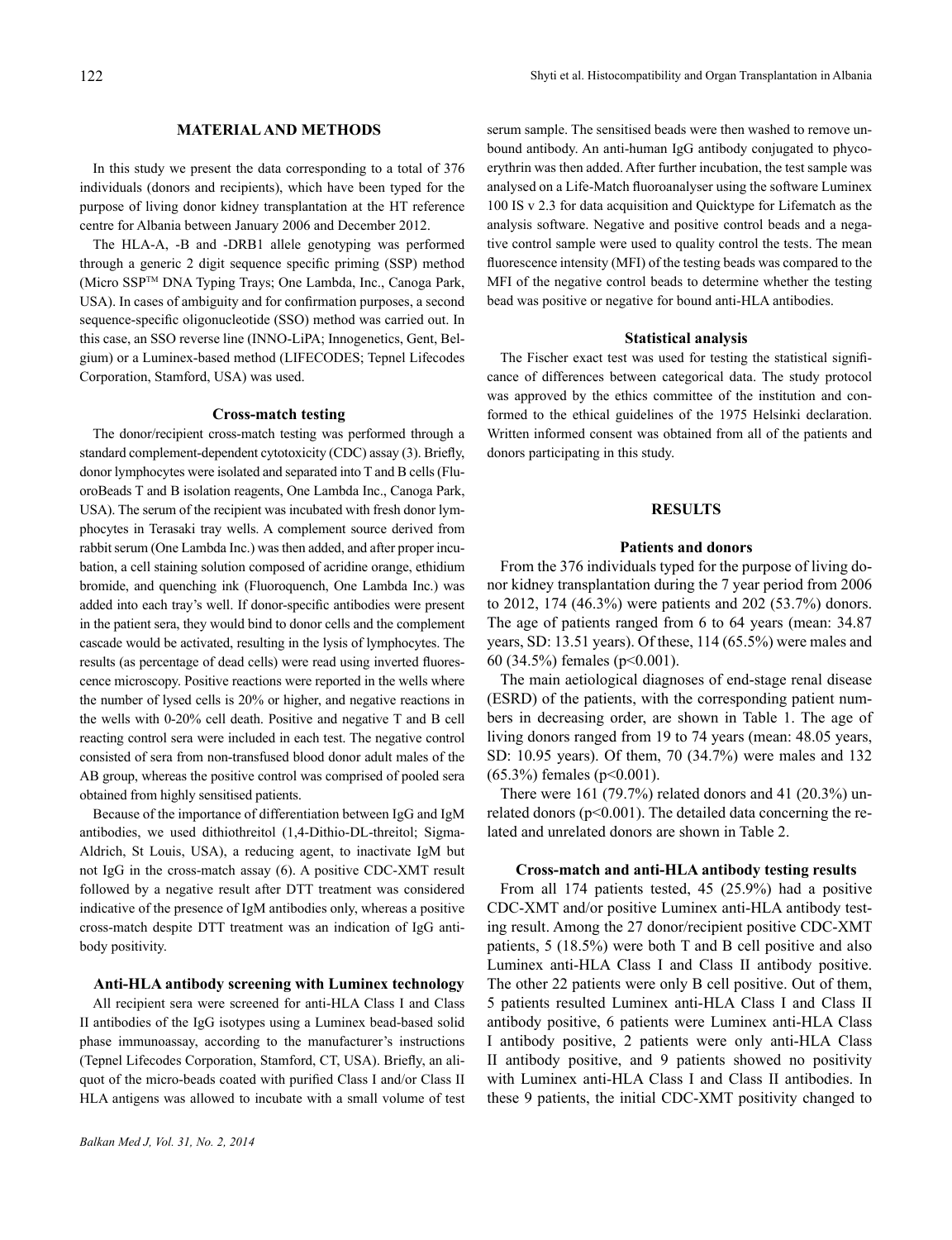## MATERIAL AND METHODS

In this study we present the data corresponding to a total of 376 individuals (donors and recipients), which have been typed for the purpose of living donor kidney transplantation at the HT reference centre for Albania between January 2006 and December 2012.

The HLA-A, -B and -DRB1 allele genotyping was performed through a generic 2 digit sequence specific priming (SSP) method (Micro SSP™ DNA Typing Trays; One Lambda, Inc., Canoga Park, USA). In cases of ambiguity and for confirmation purposes, a second sequence-specific oligonucleotide (SSO) method was carried out. In this case, an SSO reverse line (INNO-LiPA; Innogenetics, Gent, Belgium) or a Luminex-based method (LIFECODES; Tepnel Lifecodes Corporation, Stamford, USA) was used.

### Cross-match testing

The donor/recipient cross-match testing was performed through a standard complement-dependent cytotoxicity (CDC) assay (3). Briefly, donor lymphocytes were isolated and separated into T and B cells (FluoroBeads T and B isolation reagents, One Lambda Inc., Canoga Park, USA). The serum of the recipient was incubated with fresh donor lymphocytes in Terasaki tray wells. A complement source derived from rabbit serum (One Lambda Inc.) was then added, and after proper incubation, a cell staining solution composed of acridine orange, ethidium bromide, and quenching ink (Fluoroquench, One Lambda Inc.) was added into each tray's well. If donor-specific antibodies were present in the patient sera, they would bind to donor cells and the complement cascade would be activated, resulting in the lysis of lymphocytes. The results (as percentage of dead cells) were read using inverted fluorescence microscopy. Positive reactions were reported in the wells where the number of lysed cells is 20% or higher, and negative reactions in the wells with 0-20% cell death. Positive and negative T and B cell reacting control sera were included in each test. The negative control consisted of sera from non-transfused blood donor adult males of the AB group, whereas the positive control was comprised of pooled sera obtained from highly sensitised patients.

Because of the importance of differentiation between IgG and IgM antibodies, we used dithiothreitol (1,4-Dithio-DL-threitol; Sigma-Aldrich, St Louis, USA), a reducing agent, to inactivate IgM but not IgG in the cross-match assay (6). A positive CDC-XMT result followed by a negative result after DTT treatment was considered indicative of the presence of IgM antibodies only, whereas a positive cross-match despite DTT treatment was an indication of IgG antibody positivity.

### Anti-HLA antibody screening with Luminex technology

All recipient sera were screened for anti-HLA Class I and Class II antibodies of the IgG isotypes using a Luminex bead-based solid phase immunoassay, according to the manufacturer's instructions (Tepnel Lifecodes Corporation, Stamford, CT, USA). Briefly, an aliquot of the micro-beads coated with purified Class I and/or Class II HLA antigens was allowed to incubate with a small volume of test serum sample. The sensitised beads were then washed to remove unbound antibody. An anti-human IgG antibody conjugated to phycoerythrin was then added. After further incubation, the test sample was analysed on a Life-Match fluoroanalyser using the software Luminex 100 IS v 2.3 for data acquisition and Quicktype for Lifematch as the analysis software. Negative and positive control beads and a negative control sample were used to quality control the tests. The mean fluorescence intensity (MFI) of the testing beads was compared to the MFI of the negative control beads to determine whether the testing bead was positive or negative for bound anti-HLA antibodies.

### Statistical analysis

The Fischer exact test was used for testing the statistical significance of differences between categorical data. The study protocol was approved by the ethics committee of the institution and conformed to the ethical guidelines of the 1975 Helsinki declaration. Written informed consent was obtained from all of the patients and donors participating in this study.

## RESULTS

### Patients and donors

From the 376 individuals typed for the purpose of living donor kidney transplantation during the 7 year period from 2006 to 2012, 174 (46.3%) were patients and 202 (53.7%) donors. The age of patients ranged from 6 to 64 years (mean: 34.87 years, SD: 13.51 years). Of these, 114 (65.5%) were males and 60 (34.5%) females ($p<0.001$).

The main aetiological diagnoses of end-stage renal disease (ESRD) of the patients, with the corresponding patient numbers in decreasing order, are shown in Table 1. The age of living donors ranged from 19 to 74 years (mean: 48.05 years, SD: 10.95 years). Of them, 70 (34.7%) were males and 132 (65.3%) females ($p<0.001$).

There were 161 (79.7%) related donors and 41 (20.3%) unrelated donors ($p<0.001$). The detailed data concerning the related and unrelated donors are shown in Table 2.

### Cross-match and anti-HLA antibody testing results

From all 174 patients tested, 45 (25.9%) had a positive CDC-XMT and/or positive Luminex anti-HLA antibody testing result. Among the 27 donor/recipient positive CDC-XMT patients, 5 (18.5%) were both T and B cell positive and also Luminex anti-HLA Class I and Class II antibody positive. The other 22 patients were only B cell positive. Out of them, 5 patients resulted Luminex anti-HLA Class I and Class II antibody positive, 6 patients were Luminex anti-HLA Class I antibody positive, 2 patients were only anti-HLA Class II antibody positive, and 9 patients showed no positivity with Luminex anti-HLA Class I and Class II antibodies. In these 9 patients, the initial CDC-XMT positivity changed to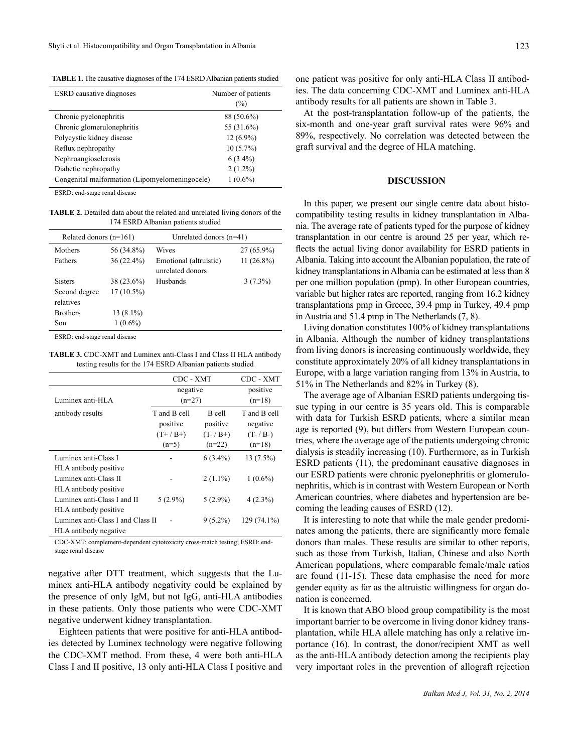**TABLE 1.** The causative diagnoses of the 174 ESRD Albanian patients studied

| ESRD causative diagnoses | Number of patients (%) |
|---|---|
| Chronic pyelonephritis | 88 (50.6%) |
| Chronic glomerulonephritis | 55 (31.6%) |
| Polycystic kidney disease | 12 (6.9%) |
| Reflux nephropathy | 10 (5.7%) |
| Nephroangiosclerosis | 6 (3.4%) |
| Diabetic nephropathy | 2 (1.2%) |
| Congenital malformation (Lipomyelomeningocele) | 1 (0.6%) |

ESRD: end-stage renal disease

**TABLE 2.** Detailed data about the related and unrelated living donors of the 174 ESRD Albanian patients studied

| Related donors (n=161) | | Unrelated donors (n=41) | |
|---|---|---|---|
| Mothers | 56 (34.8%) | Wives | 27 (65.9%) |
| Fathers | 36 (22.4%) | Emotional (altruistic) unrelated donors | 11 (26.8%) |
| Sisters | 38 (23.6%) | Husbands | 3 (7.3%) |
| Second degree relatives | 17 (10.5%) | | |
| Brothers | 13 (8.1%) | | |
| Son | 1 (0.6%) | | |

ESRD: end-stage renal disease

**TABLE 3.** CDC-XMT and Luminex anti-Class I and Class II HLA antibody testing results for the 174 ESRD Albanian patients studied

| Luminex anti-HLA antibody results | CDC - XMT negative (n=27) | | CDC - XMT positive (n=18) |
|---|---|---|---|
| | T and B cell positive (T+ / B+) (n=5) | B cell positive (T- / B+) (n=22) | T and B cell negative (T- / B-) (n=18) |
| Luminex anti-Class I HLA antibody positive | - | 6 (3.4%) | 13 (7.5%) |
| Luminex anti-Class II HLA antibody positive | - | 2 (1.1%) | 1 (0.6%) |
| Luminex anti-Class I and II HLA antibody positive | 5 (2.9%) | 5 (2.9%) | 4 (2.3%) |
| Luminex anti-Class I and Class II HLA antibody negative | - | 9 (5.2%) | 129 (74.1%) |

CDC-XMT: complement-dependent cytotoxicity cross-match testing; ESRD: end-stage renal disease

negative after DTT treatment, which suggests that the Luminex anti-HLA antibody negativity could be explained by the presence of only IgM, but not IgG, anti-HLA antibodies in these patients. Only those patients who were CDC-XMT negative underwent kidney transplantation.

Eighteen patients that were positive for anti-HLA antibodies detected by Luminex technology were negative following the CDC-XMT method. From these, 4 were both anti-HLA Class I and II positive, 13 only anti-HLA Class I positive and one patient was positive for only anti-HLA Class II antibodies. The data concerning CDC-XMT and Luminex anti-HLA antibody results for all patients are shown in Table 3.

At the post-transplantation follow-up of the patients, the six-month and one-year graft survival rates were 96% and 89%, respectively. No correlation was detected between the graft survival and the degree of HLA matching.

## DISCUSSION

In this paper, we present our single centre data about histocompatibility testing results in kidney transplantation in Albania. The average rate of patients typed for the purpose of kidney transplantation in our centre is around 25 per year, which reflects the actual living donor availability for ESRD patients in Albania. Taking into account the Albanian population, the rate of kidney transplantations in Albania can be estimated at less than 8 per one million population (pmp). In other European countries, variable but higher rates are reported, ranging from 16.2 kidney transplantations pmp in Greece, 39.4 pmp in Turkey, 49.4 pmp in Austria and 51.4 pmp in The Netherlands (7, 8).

Living donation constitutes 100% of kidney transplantations in Albania. Although the number of kidney transplantations from living donors is increasing continuously worldwide, they constitute approximately 20% of all kidney transplantations in Europe, with a large variation ranging from 13% in Austria, to 51% in The Netherlands and 82% in Turkey (8).

The average age of Albanian ESRD patients undergoing tissue typing in our centre is 35 years old. This is comparable with data for Turkish ESRD patients, where a similar mean age is reported (9), but differs from Western European countries, where the average age of the patients undergoing chronic dialysis is steadily increasing (10). Furthermore, as in Turkish ESRD patients (11), the predominant causative diagnoses in our ESRD patients were chronic pyelonephritis or glomerulonephritis, which is in contrast with Western European or North American countries, where diabetes and hypertension are becoming the leading causes of ESRD (12).

It is interesting to note that while the male gender predominates among the patients, there are significantly more female donors than males. These results are similar to other reports, such as those from Turkish, Italian, Chinese and also North American populations, where comparable female/male ratios are found (11-15). These data emphasise the need for more gender equity as far as the altruistic willingness for organ donation is concerned.

It is known that ABO blood group compatibility is the most important barrier to be overcome in living donor kidney transplantation, while HLA allele matching has only a relative importance (16). In contrast, the donor/recipient XMT as well as the anti-HLA antibody detection among the recipients play very important roles in the prevention of allograft rejection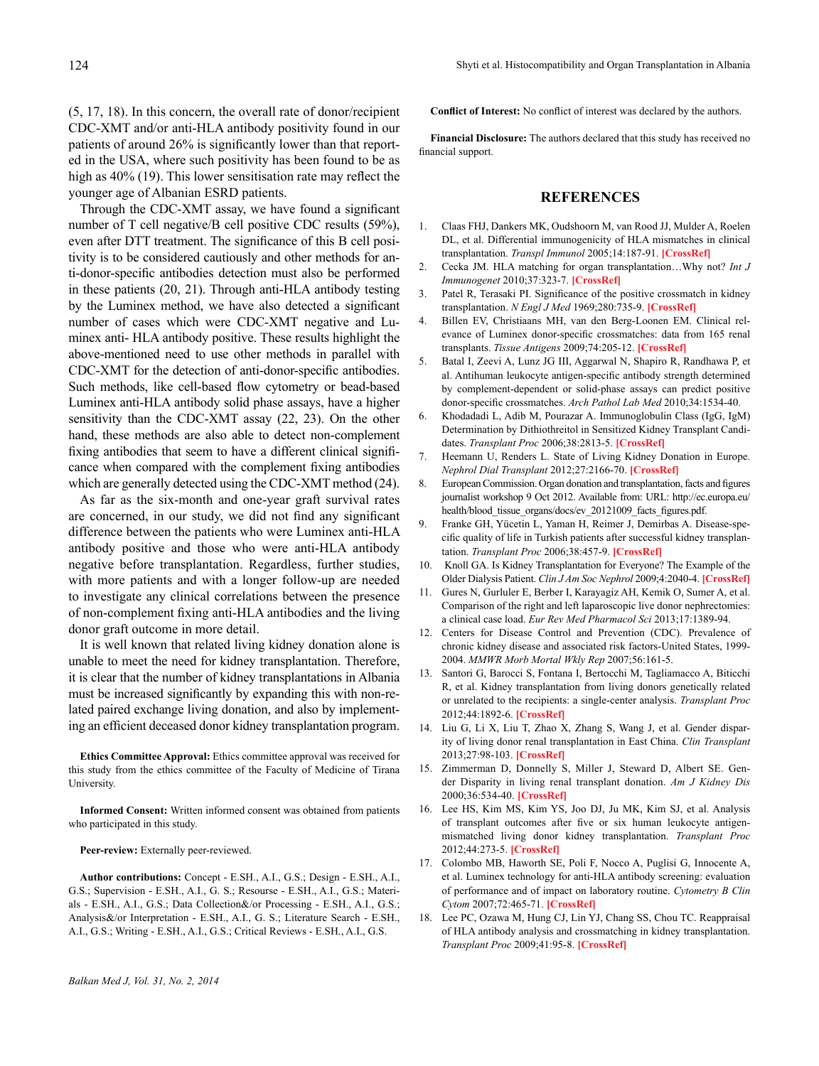(5, 17, 18). In this concern, the overall rate of donor/recipient CDC-XMT and/or anti-HLA antibody positivity found in our patients of around 26% is significantly lower than that reported in the USA, where such positivity has been found to be as high as 40% (19). This lower sensitisation rate may reflect the younger age of Albanian ESRD patients.

Through the CDC-XMT assay, we have found a significant number of T cell negative/B cell positive CDC results (59%), even after DTT treatment. The significance of this B cell positivity is to be considered cautiously and other methods for anti-donor-specific antibodies detection must also be performed in these patients (20, 21). Through anti-HLA antibody testing by the Luminex method, we have also detected a significant number of cases which were CDC-XMT negative and Luminex anti- HLA antibody positive. These results highlight the above-mentioned need to use other methods in parallel with CDC-XMT for the detection of anti-donor-specific antibodies. Such methods, like cell-based flow cytometry or bead-based Luminex anti-HLA antibody solid phase assays, have a higher sensitivity than the CDC-XMT assay (22, 23). On the other hand, these methods are also able to detect non-complement fixing antibodies that seem to have a different clinical significance when compared with the complement fixing antibodies which are generally detected using the CDC-XMT method (24).

As far as the six-month and one-year graft survival rates are concerned, in our study, we did not find any significant difference between the patients who were Luminex anti-HLA antibody positive and those who were anti-HLA antibody negative before transplantation. Regardless, further studies, with more patients and with a longer follow-up are needed to investigate any clinical correlations between the presence of non-complement fixing anti-HLA antibodies and the living donor graft outcome in more detail.

It is well known that related living kidney donation alone is unable to meet the need for kidney transplantation. Therefore, it is clear that the number of kidney transplantations in Albania must be increased significantly by expanding this with non-related paired exchange living donation, and also by implementing an efficient deceased donor kidney transplantation program.

**Ethics Committee Approval:** Ethics committee approval was received for this study from the ethics committee of the Faculty of Medicine of Tirana University.

**Informed Consent:** Written informed consent was obtained from patients who participated in this study.

**Peer-review:** Externally peer-reviewed.

**Author contributions:** Concept - E.SH., A.I., G.S.; Design - E.SH., A.I., G.S.; Supervision - E.SH., A.I., G. S.; Resourse - E.SH., A.I., G.S.; Materials - E.SH., A.I., G.S.; Data Collection&/or Processing - E.SH., A.I., G.S.; Analysis&/or Interpretation - E.SH., A.I., G. S.; Literature Search - E.SH., A.I., G.S.; Writing - E.SH., A.I., G.S.; Critical Reviews - E.SH., A.I., G.S.

**Conflict of Interest:** No conflict of interest was declared by the authors.

**Financial Disclosure:** The authors declared that this study has received no financial support.

## REFERENCES

1. Claas FHJ, Dankers MK, Oudshoorn M, van Rood JJ, Mulder A, Roelen DL, et al. Differential immunogenicity of HLA mismatches in clinical transplantation. *Transpl Immunol* 2005;14:187-91. **[CrossRef]**
2. Cecka JM. HLA matching for organ transplantation…Why not? *Int J Immunogenet* 2010;37:323-7. **[CrossRef]**
3. Patel R, Terasaki PI. Significance of the positive crossmatch in kidney transplantation. *N Engl J Med* 1969;280:735-9. **[CrossRef]**
4. Billen EV, Christiaans MH, van den Berg-Loonen EM. Clinical relevance of Luminex donor-specific crossmatches: data from 165 renal transplants. *Tissue Antigens* 2009;74:205-12. **[CrossRef]**
5. Batal I, Zeevi A, Lunz JG III, Aggarwal N, Shapiro R, Randhawa P, et al. Antihuman leukocyte antigen-specific antibody strength determined by complement-dependent or solid-phase assays can predict positive donor-specific crossmatches. *Arch Pathol Lab Med* 2010;34:1534-40.
6. Khodadadi L, Adib M, Pourazar A. Immunoglobulin Class (IgG, IgM) Determination by Dithiothreitol in Sensitized Kidney Transplant Candidates. *Transplant Proc* 2006;38:2813-5. **[CrossRef]**
7. Heemann U, Renders L. State of Living Kidney Donation in Europe. *Nephrol Dial Transplant* 2012;27:2166-70. **[CrossRef]**
8. European Commission. Organ donation and transplantation, facts and figures journalist workshop 9 Oct 2012. Available from: URL: http://ec.europa.eu/health/blood_tissue_organs/docs/ev_20121009_facts_figures.pdf.
9. Franke GH, Yücetin L, Yaman H, Reimer J, Demirbas A. Disease-specific quality of life in Turkish patients after successful kidney transplantation. *Transplant Proc* 2006;38:457-9. **[CrossRef]**
10. Knoll GA. Is Kidney Transplantation for Everyone? The Example of the Older Dialysis Patient. *Clin J Am Soc Nephrol* 2009;4:2040-4. **[CrossRef]**
11. Gures N, Gurluler E, Berber I, Karayagiz AH, Kemik O, Sumer A, et al. Comparison of the right and left laparoscopic live donor nephrectomies: a clinical case load. *Eur Rev Med Pharmacol Sci* 2013;17:1389-94.
12. Centers for Disease Control and Prevention (CDC). Prevalence of chronic kidney disease and associated risk factors-United States, 1999-2004. *MMWR Morb Mortal Wkly Rep* 2007;56:161-5.
13. Santori G, Barocci S, Fontana I, Bertocchi M, Tagliamacco A, Biticchi R, et al. Kidney transplantation from living donors genetically related or unrelated to the recipients: a single-center analysis. *Transplant Proc* 2012;44:1892-6. **[CrossRef]**
14. Liu G, Li X, Liu T, Zhao X, Zhang S, Wang J, et al. Gender disparity of living donor renal transplantation in East China. *Clin Transplant* 2013;27:98-103. **[CrossRef]**
15. Zimmerman D, Donnelly S, Miller J, Steward D, Albert SE. Gender Disparity in living renal transplant donation. *Am J Kidney Dis* 2000;36:534-40. **[CrossRef]**
16. Lee HS, Kim MS, Kim YS, Joo DJ, Ju MK, Kim SJ, et al. Analysis of transplant outcomes after five or six human leukocyte antigen-mismatched living donor kidney transplantation. *Transplant Proc* 2012;44:273-5. **[CrossRef]**
17. Colombo MB, Haworth SE, Poli F, Nocco A, Puglisi G, Innocente A, et al. Luminex technology for anti-HLA antibody screening: evaluation of performance and of impact on laboratory routine. *Cytometry B Clin Cytom* 2007;72:465-71. **[CrossRef]**
18. Lee PC, Ozawa M, Hung CJ, Lin YJ, Chang SS, Chou TC. Reappraisal of HLA antibody analysis and crossmatching in kidney transplantation. *Transplant Proc* 2009;41:95-8. **[CrossRef]**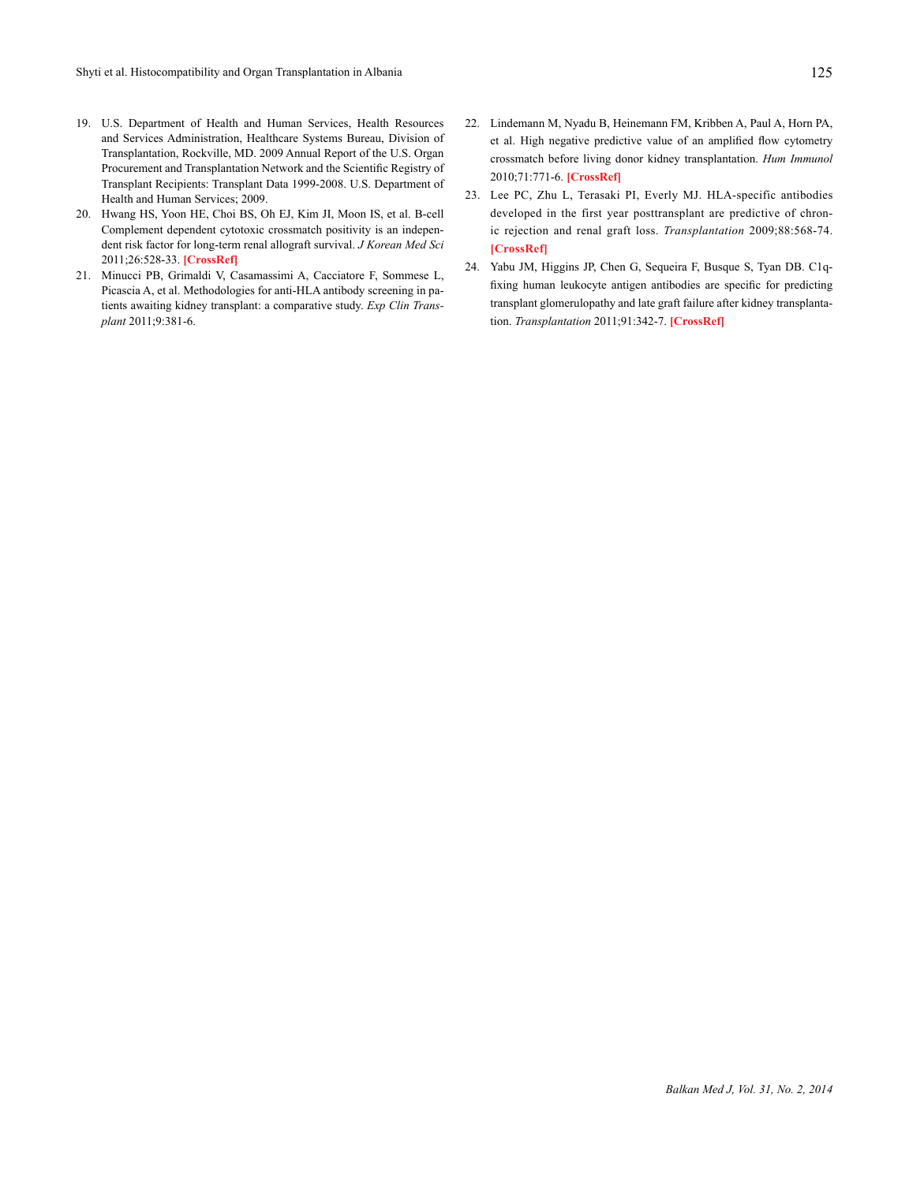19. U.S. Department of Health and Human Services, Health Resources and Services Administration, Healthcare Systems Bureau, Division of Transplantation, Rockville, MD. 2009 Annual Report of the U.S. Organ Procurement and Transplantation Network and the Scientific Registry of Transplant Recipients: Transplant Data 1999-2008. U.S. Department of Health and Human Services; 2009.
20. Hwang HS, Yoon HE, Choi BS, Oh EJ, Kim JI, Moon IS, et al. B-cell Complement dependent cytotoxic crossmatch positivity is an independent risk factor for long-term renal allograft survival. *J Korean Med Sci* 2011;26:528-33. **[CrossRef]**
21. Minucci PB, Grimaldi V, Casamassimi A, Cacciatore F, Sommese L, Picascia A, et al. Methodologies for anti-HLA antibody screening in patients awaiting kidney transplant: a comparative study. *Exp Clin Transplant* 2011;9:381-6.
22. Lindemann M, Nyadu B, Heinemann FM, Kribben A, Paul A, Horn PA, et al. High negative predictive value of an amplified flow cytometry crossmatch before living donor kidney transplantation. *Hum Immunol* 2010;71:771-6. **[CrossRef]**
23. Lee PC, Zhu L, Terasaki PI, Everly MJ. HLA-specific antibodies developed in the first year posttransplant are predictive of chronic rejection and renal graft loss. *Transplantation* 2009;88:568-74. **[CrossRef]**
24. Yabu JM, Higgins JP, Chen G, Sequeira F, Busque S, Tyan DB. C1q-fixing human leukocyte antigen antibodies are specific for predicting transplant glomerulopathy and late graft failure after kidney transplantation. *Transplantation* 2011;91:342-7. **[CrossRef]**